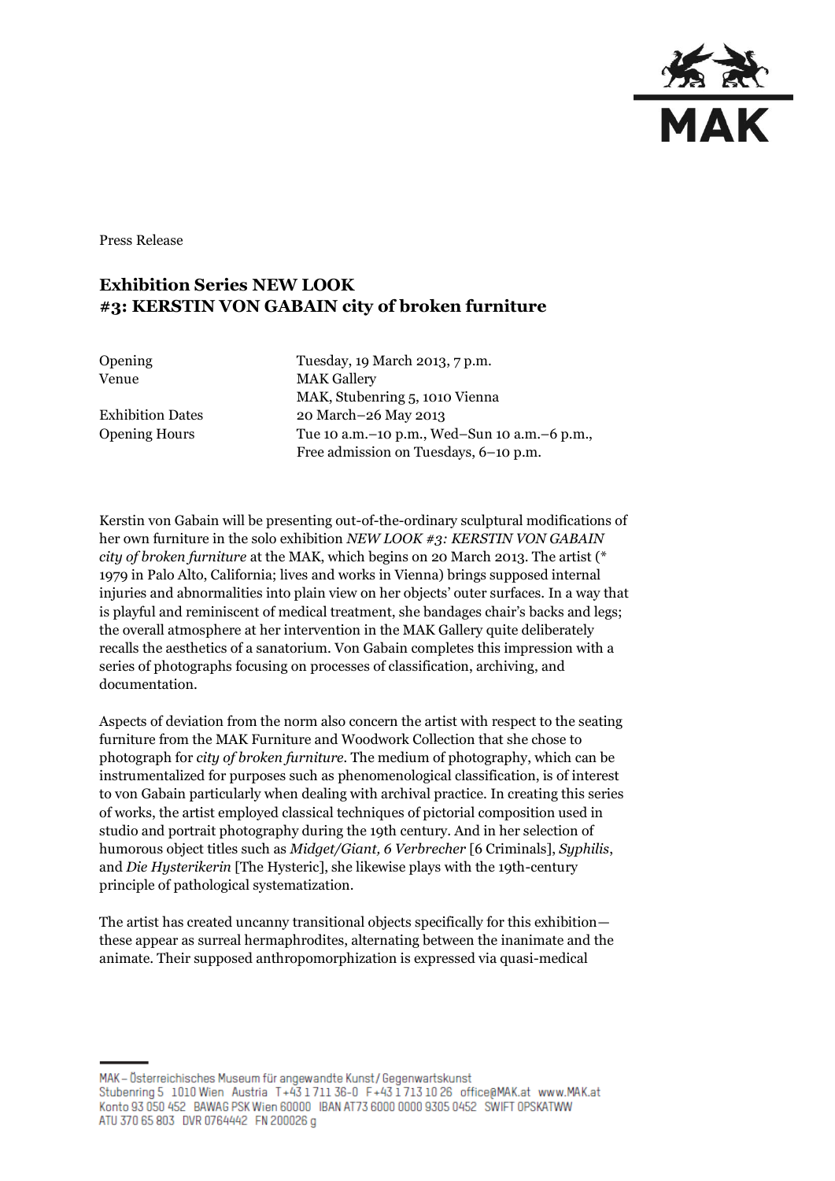Press Release

## Exhibition Series NEW LOOK
## #3: KERSTIN VON GABAIN city of broken furniture

| | |
|---|---|
| Opening | Tuesday, 19 March 2013, 7 p.m. |
| Venue | MAK Gallery<br>MAK, Stubenring 5, 1010 Vienna |
| Exhibition Dates | 20 March–26 May 2013 |
| Opening Hours | Tue 10 a.m.–10 p.m., Wed–Sun 10 a.m.–6 p.m.,<br>Free admission on Tuesdays, 6–10 p.m. |

Kerstin von Gabain will be presenting out-of-the-ordinary sculptural modifications of her own furniture in the solo exhibition *NEW LOOK #3: KERSTIN VON GABAIN city of broken furniture* at the MAK, which begins on 20 March 2013. The artist (* 1979 in Palo Alto, California; lives and works in Vienna) brings supposed internal injuries and abnormalities into plain view on her objects' outer surfaces. In a way that is playful and reminiscent of medical treatment, she bandages chair's backs and legs; the overall atmosphere at her intervention in the MAK Gallery quite deliberately recalls the aesthetics of a sanatorium. Von Gabain completes this impression with a series of photographs focusing on processes of classification, archiving, and documentation.

Aspects of deviation from the norm also concern the artist with respect to the seating furniture from the MAK Furniture and Woodwork Collection that she chose to photograph for *city of broken furniture*. The medium of photography, which can be instrumentalized for purposes such as phenomenological classification, is of interest to von Gabain particularly when dealing with archival practice. In creating this series of works, the artist employed classical techniques of pictorial composition used in studio and portrait photography during the 19th century. And in her selection of humorous object titles such as *Midget/Giant, 6 Verbrecher* [6 Criminals], *Syphilis*, and *Die Hysterikerin* [The Hysteric], she likewise plays with the 19th-century principle of pathological systematization.

The artist has created uncanny transitional objects specifically for this exhibition—these appear as surreal hermaphrodites, alternating between the inanimate and the animate. Their supposed anthropomorphization is expressed via quasi-medical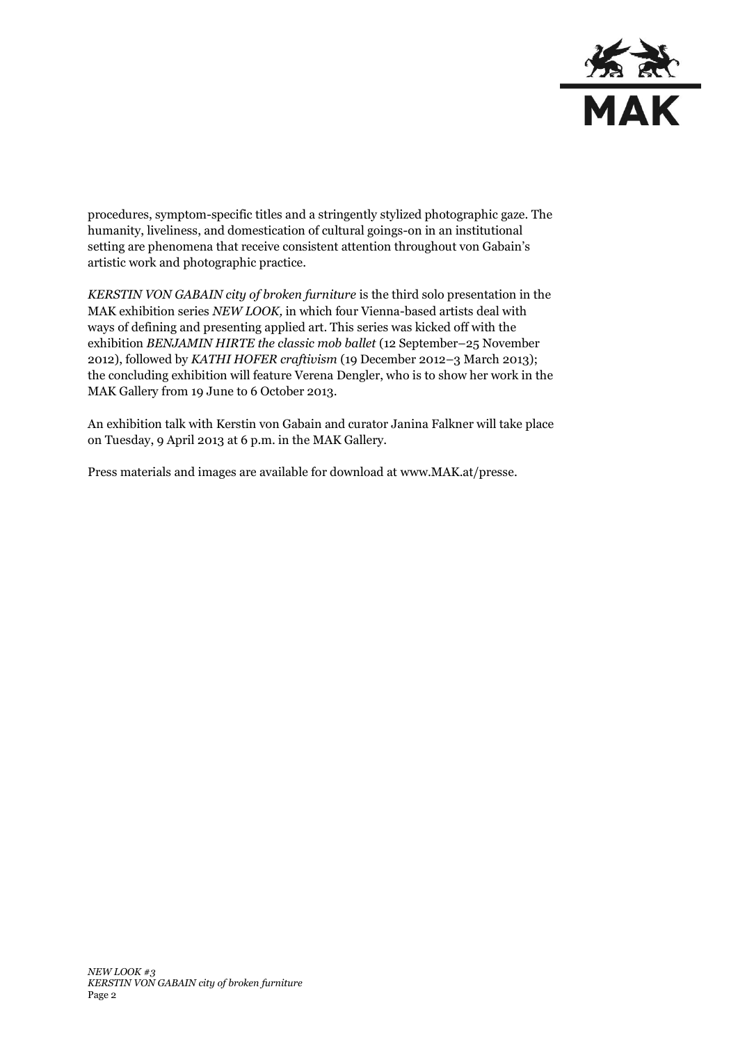procedures, symptom-specific titles and a stringently stylized photographic gaze. The humanity, liveliness, and domestication of cultural goings-on in an institutional setting are phenomena that receive consistent attention throughout von Gabain's artistic work and photographic practice.

*KERSTIN VON GABAIN city of broken furniture* is the third solo presentation in the MAK exhibition series *NEW LOOK,* in which four Vienna-based artists deal with ways of defining and presenting applied art. This series was kicked off with the exhibition *BENJAMIN HIRTE the classic mob ballet* (12 September–25 November 2012), followed by *KATHI HOFER craftivism* (19 December 2012–3 March 2013); the concluding exhibition will feature Verena Dengler, who is to show her work in the MAK Gallery from 19 June to 6 October 2013.

An exhibition talk with Kerstin von Gabain and curator Janina Falkner will take place on Tuesday, 9 April 2013 at 6 p.m. in the MAK Gallery.

Press materials and images are available for download at www.MAK.at/presse.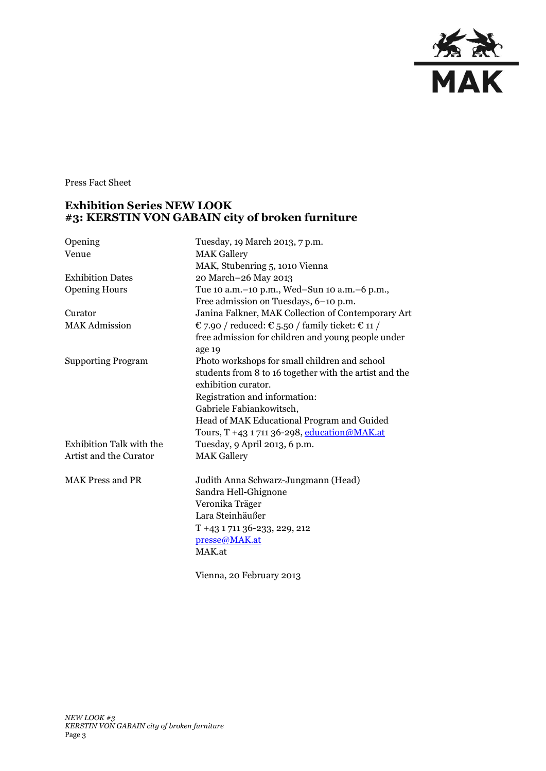Press Fact Sheet

## Exhibition Series NEW LOOK
## #3: KERSTIN VON GABAIN city of broken furniture

| | |
|---|---|
| Opening | Tuesday, 19 March 2013, 7 p.m. |
| Venue | MAK Gallery<br>MAK, Stubenring 5, 1010 Vienna |
| Exhibition Dates | 20 March–26 May 2013 |
| Opening Hours | Tue 10 a.m.–10 p.m., Wed–Sun 10 a.m.–6 p.m.,<br>Free admission on Tuesdays, 6–10 p.m. |
| Curator | Janina Falkner, MAK Collection of Contemporary Art |
| MAK Admission | € 7.90 / reduced: € 5.50 / family ticket: € 11 /<br>free admission for children and young people under age 19 |
| Supporting Program | Photo workshops for small children and school students from 8 to 16 together with the artist and the exhibition curator.<br>Registration and information:<br>Gabriele Fabiankowitsch,<br>Head of MAK Educational Program and Guided Tours, T +43 1 711 36-298, education@MAK.at |
| Exhibition Talk with the Artist and the Curator | Tuesday, 9 April 2013, 6 p.m.<br>MAK Gallery |
| MAK Press and PR | Judith Anna Schwarz-Jungmann (Head)<br>Sandra Hell-Ghignone<br>Veronika Träger<br>Lara Steinhäußer<br>T +43 1 711 36-233, 229, 212<br>presse@MAK.at<br>MAK.at |

Vienna, 20 February 2013